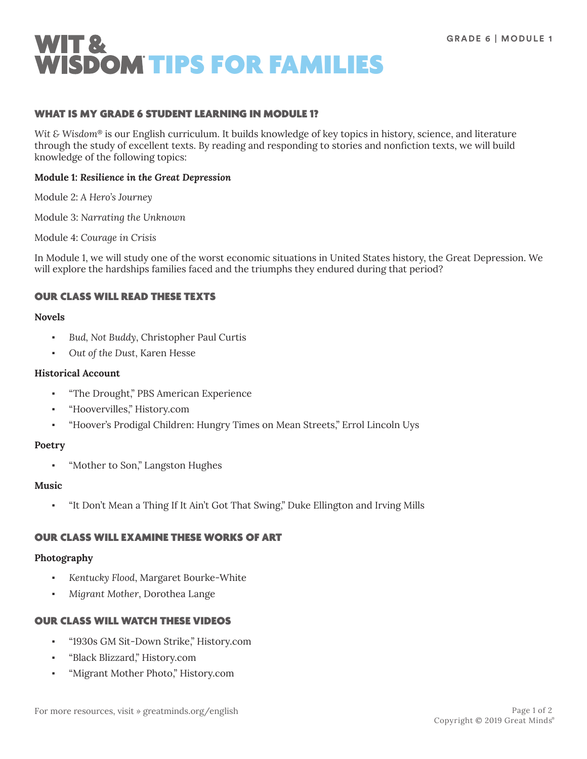# WIT & WISDOM® TIPS FOR FAMILIES

GRADE 6 | MODULE 1

## WHAT IS MY GRADE 6 STUDENT LEARNING IN MODULE 1?

*Wit & Wisdom*® is our English curriculum. It builds knowledge of key topics in history, science, and literature through the study of excellent texts. By reading and responding to stories and nonfiction texts, we will build knowledge of the following topics:

**Module 1: *Resilience in the Great Depression***

Module 2: *A Hero's Journey*

Module 3: *Narrating the Unknown*

Module 4: *Courage in Crisis*

In Module 1, we will study one of the worst economic situations in United States history, the Great Depression. We will explore the hardships families faced and the triumphs they endured during that period?

## OUR CLASS WILL READ THESE TEXTS

**Novels**

- *Bud, Not Buddy*, Christopher Paul Curtis
- *Out of the Dust*, Karen Hesse

**Historical Account**

- "The Drought," PBS American Experience
- "Hoovervilles," History.com
- "Hoover's Prodigal Children: Hungry Times on Mean Streets," Errol Lincoln Uys

**Poetry**

- "Mother to Son," Langston Hughes

**Music**

- "It Don't Mean a Thing If It Ain't Got That Swing," Duke Ellington and Irving Mills

## OUR CLASS WILL EXAMINE THESE WORKS OF ART

**Photography**

- *Kentucky Flood*, Margaret Bourke-White
- *Migrant Mother*, Dorothea Lange

## OUR CLASS WILL WATCH THESE VIDEOS

- "1930s GM Sit-Down Strike," History.com
- "Black Blizzard," History.com
- "Migrant Mother Photo," History.com

For more resources, visit » greatminds.org/english

Copyright © 2019 Great Minds®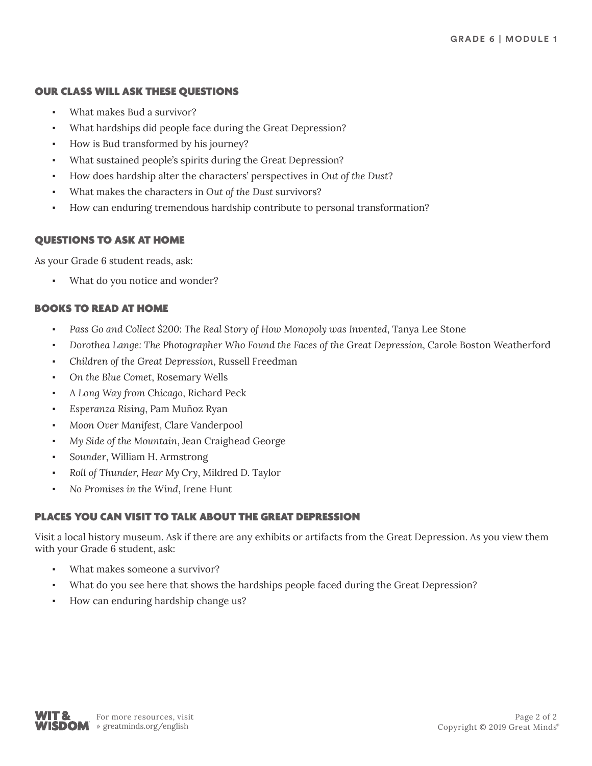## OUR CLASS WILL ASK THESE QUESTIONS

- What makes Bud a survivor?
- What hardships did people face during the Great Depression?
- How is Bud transformed by his journey?
- What sustained people's spirits during the Great Depression?
- How does hardship alter the characters' perspectives in *Out of the Dust*?
- What makes the characters in *Out of the Dust* survivors?
- How can enduring tremendous hardship contribute to personal transformation?

## QUESTIONS TO ASK AT HOME

As your Grade 6 student reads, ask:

- What do you notice and wonder?

## BOOKS TO READ AT HOME

- *Pass Go and Collect $200: The Real Story of How Monopoly was Invented*, Tanya Lee Stone
- *Dorothea Lange: The Photographer Who Found the Faces of the Great Depression*, Carole Boston Weatherford
- *Children of the Great Depression*, Russell Freedman
- *On the Blue Comet*, Rosemary Wells
- *A Long Way from Chicago*, Richard Peck
- *Esperanza Rising*, Pam Muñoz Ryan
- *Moon Over Manifest*, Clare Vanderpool
- *My Side of the Mountain*, Jean Craighead George
- *Sounder*, William H. Armstrong
- *Roll of Thunder, Hear My Cry*, Mildred D. Taylor
- *No Promises in the Wind*, Irene Hunt

## PLACES YOU CAN VISIT TO TALK ABOUT THE GREAT DEPRESSION

Visit a local history museum. Ask if there are any exhibits or artifacts from the Great Depression. As you view them with your Grade 6 student, ask:

- What makes someone a survivor?
- What do you see here that shows the hardships people faced during the Great Depression?
- How can enduring hardship change us?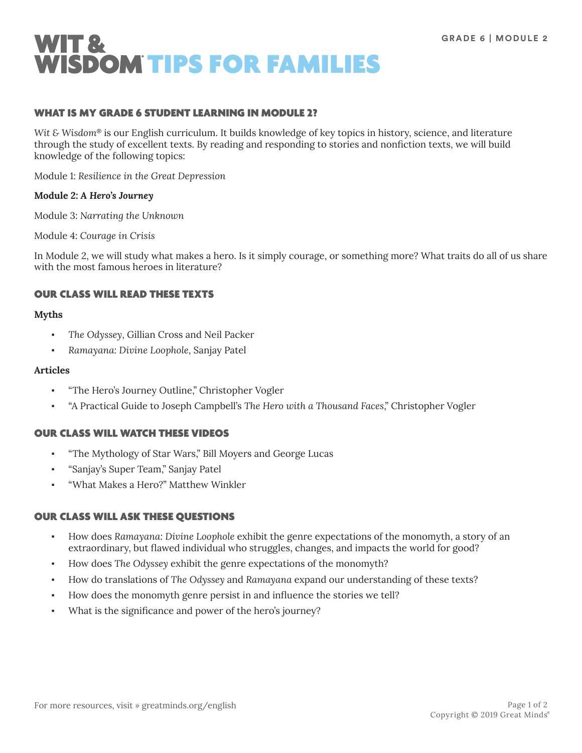# WIT & WISDOM® TIPS FOR FAMILIES

GRADE 6 | MODULE 2

## WHAT IS MY GRADE 6 STUDENT LEARNING IN MODULE 2?

*Wit & Wisdom®* is our English curriculum. It builds knowledge of key topics in history, science, and literature through the study of excellent texts. By reading and responding to stories and nonfiction texts, we will build knowledge of the following topics:

Module 1: *Resilience in the Great Depression*

**Module 2: *A Hero's Journey***

Module 3: *Narrating the Unknown*

Module 4: *Courage in Crisis*

In Module 2, we will study what makes a hero. Is it simply courage, or something more? What traits do all of us share with the most famous heroes in literature?

## OUR CLASS WILL READ THESE TEXTS

**Myths**

- *The Odyssey*, Gillian Cross and Neil Packer
- *Ramayana: Divine Loophole*, Sanjay Patel

**Articles**

- "The Hero's Journey Outline," Christopher Vogler
- "A Practical Guide to Joseph Campbell's *The Hero with a Thousand Faces*," Christopher Vogler

## OUR CLASS WILL WATCH THESE VIDEOS

- "The Mythology of Star Wars," Bill Moyers and George Lucas
- "Sanjay's Super Team," Sanjay Patel
- "What Makes a Hero?" Matthew Winkler

## OUR CLASS WILL ASK THESE QUESTIONS

- How does *Ramayana: Divine Loophole* exhibit the genre expectations of the monomyth, a story of an extraordinary, but flawed individual who struggles, changes, and impacts the world for good?
- How does *The Odyssey* exhibit the genre expectations of the monomyth?
- How do translations of *The Odyssey* and *Ramayana* expand our understanding of these texts?
- How does the monomyth genre persist in and influence the stories we tell?
- What is the significance and power of the hero's journey?

For more resources, visit » greatminds.org/english

Copyright © 2019 Great Minds®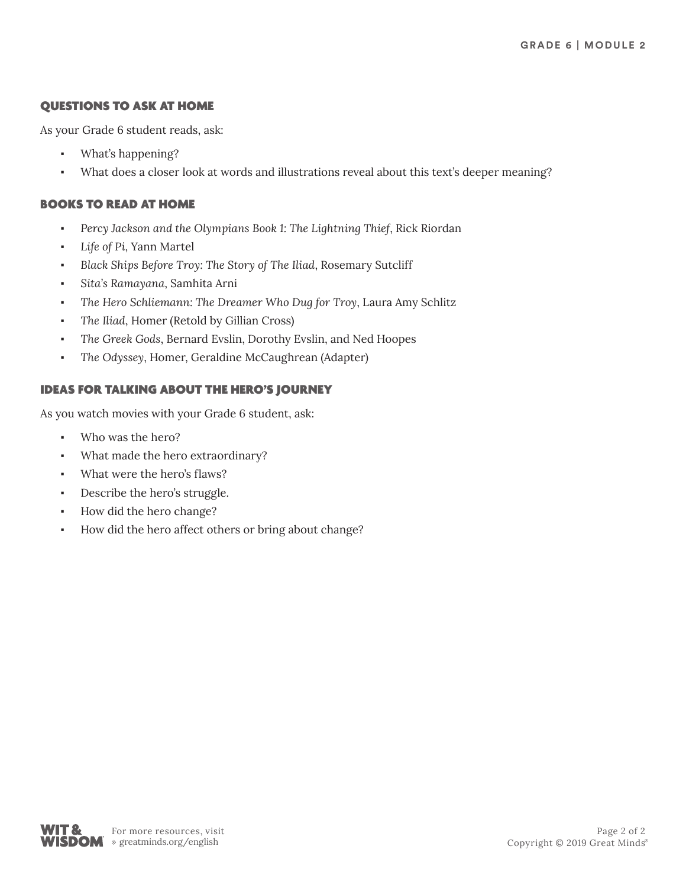## QUESTIONS TO ASK AT HOME

As your Grade 6 student reads, ask:

- What's happening?
- What does a closer look at words and illustrations reveal about this text's deeper meaning?

## BOOKS TO READ AT HOME

- *Percy Jackson and the Olympians Book 1: The Lightning Thief*, Rick Riordan
- *Life of Pi*, Yann Martel
- *Black Ships Before Troy: The Story of The Iliad*, Rosemary Sutcliff
- *Sita's Ramayana*, Samhita Arni
- *The Hero Schliemann: The Dreamer Who Dug for Troy*, Laura Amy Schlitz
- *The Iliad*, Homer (Retold by Gillian Cross)
- *The Greek Gods*, Bernard Evslin, Dorothy Evslin, and Ned Hoopes
- *The Odyssey*, Homer, Geraldine McCaughrean (Adapter)

## IDEAS FOR TALKING ABOUT THE HERO'S JOURNEY

As you watch movies with your Grade 6 student, ask:

- Who was the hero?
- What made the hero extraordinary?
- What were the hero's flaws?
- Describe the hero's struggle.
- How did the hero change?
- How did the hero affect others or bring about change?

For more resources, visit » greatminds.org/english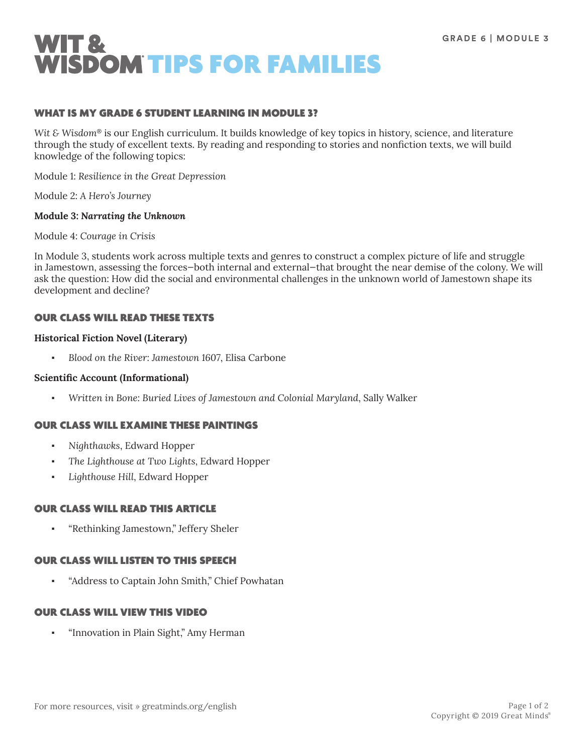# WIT & WISDOM® TIPS FOR FAMILIES

GRADE 6 | MODULE 3

## WHAT IS MY GRADE 6 STUDENT LEARNING IN MODULE 3?

*Wit & Wisdom*® is our English curriculum. It builds knowledge of key topics in history, science, and literature through the study of excellent texts. By reading and responding to stories and nonfiction texts, we will build knowledge of the following topics:

Module 1: *Resilience in the Great Depression*

Module 2: *A Hero's Journey*

**Module 3: *Narrating the Unknown***

Module 4: *Courage in Crisis*

In Module 3, students work across multiple texts and genres to construct a complex picture of life and struggle in Jamestown, assessing the forces—both internal and external—that brought the near demise of the colony. We will ask the question: How did the social and environmental challenges in the unknown world of Jamestown shape its development and decline?

## OUR CLASS WILL READ THESE TEXTS

**Historical Fiction Novel (Literary)**

- *Blood on the River: Jamestown 1607*, Elisa Carbone

**Scientific Account (Informational)**

- *Written in Bone: Buried Lives of Jamestown and Colonial Maryland*, Sally Walker

## OUR CLASS WILL EXAMINE THESE PAINTINGS

- *Nighthawks*, Edward Hopper
- *The Lighthouse at Two Lights*, Edward Hopper
- *Lighthouse Hill*, Edward Hopper

## OUR CLASS WILL READ THIS ARTICLE

- "Rethinking Jamestown," Jeffery Sheler

## OUR CLASS WILL LISTEN TO THIS SPEECH

- "Address to Captain John Smith," Chief Powhatan

## OUR CLASS WILL VIEW THIS VIDEO

- "Innovation in Plain Sight," Amy Herman

For more resources, visit » greatminds.org/english

Copyright © 2019 Great Minds®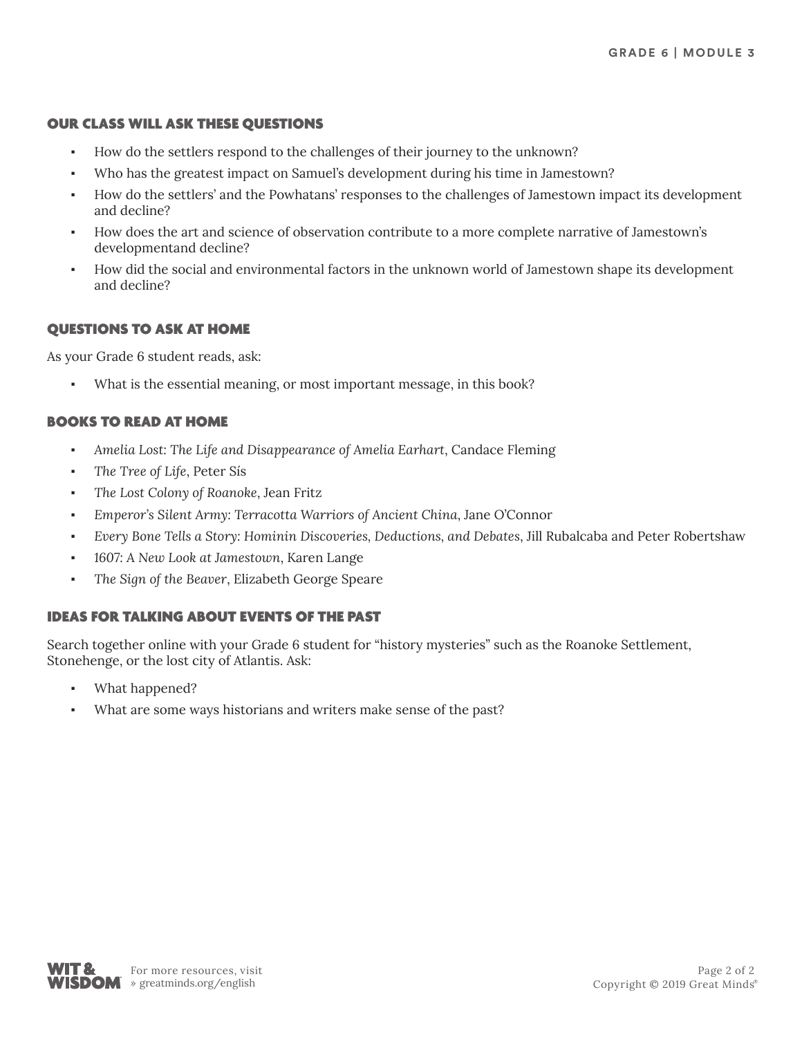## OUR CLASS WILL ASK THESE QUESTIONS

- How do the settlers respond to the challenges of their journey to the unknown?
- Who has the greatest impact on Samuel's development during his time in Jamestown?
- How do the settlers' and the Powhatans' responses to the challenges of Jamestown impact its development and decline?
- How does the art and science of observation contribute to a more complete narrative of Jamestown's developmentand decline?
- How did the social and environmental factors in the unknown world of Jamestown shape its development and decline?

## QUESTIONS TO ASK AT HOME

As your Grade 6 student reads, ask:

- What is the essential meaning, or most important message, in this book?

## BOOKS TO READ AT HOME

- *Amelia Lost: The Life and Disappearance of Amelia Earhart*, Candace Fleming
- *The Tree of Life*, Peter Sís
- *The Lost Colony of Roanoke*, Jean Fritz
- *Emperor's Silent Army: Terracotta Warriors of Ancient China*, Jane O'Connor
- *Every Bone Tells a Story: Hominin Discoveries, Deductions, and Debates*, Jill Rubalcaba and Peter Robertshaw
- *1607: A New Look at Jamestown*, Karen Lange
- *The Sign of the Beaver*, Elizabeth George Speare

## IDEAS FOR TALKING ABOUT EVENTS OF THE PAST

Search together online with your Grade 6 student for "history mysteries" such as the Roanoke Settlement, Stonehenge, or the lost city of Atlantis. Ask:

- What happened?
- What are some ways historians and writers make sense of the past?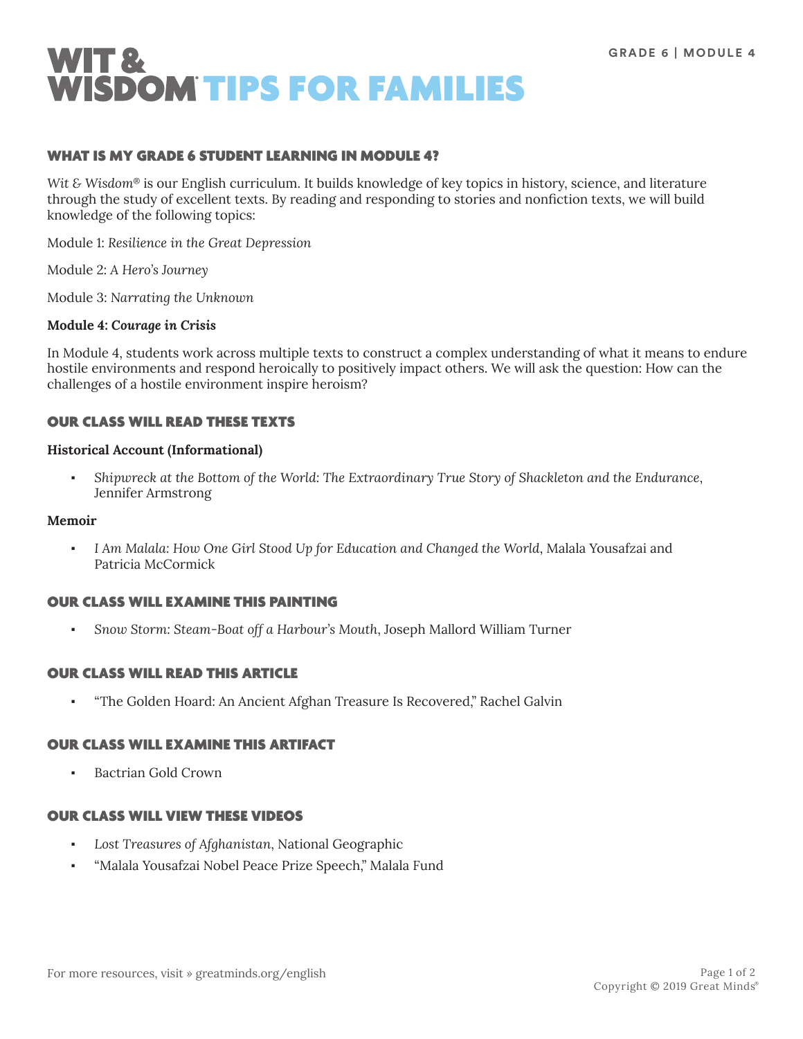GRADE 6 | MODULE 4

# WIT & WISDOM® TIPS FOR FAMILIES

## WHAT IS MY GRADE 6 STUDENT LEARNING IN MODULE 4?

*Wit & Wisdom*® is our English curriculum. It builds knowledge of key topics in history, science, and literature through the study of excellent texts. By reading and responding to stories and nonfiction texts, we will build knowledge of the following topics:

Module 1: *Resilience in the Great Depression*

Module 2: *A Hero's Journey*

Module 3: *Narrating the Unknown*

**Module 4: *Courage in Crisis***

In Module 4, students work across multiple texts to construct a complex understanding of what it means to endure hostile environments and respond heroically to positively impact others. We will ask the question: How can the challenges of a hostile environment inspire heroism?

## OUR CLASS WILL READ THESE TEXTS

**Historical Account (Informational)**

- *Shipwreck at the Bottom of the World: The Extraordinary True Story of Shackleton and the Endurance*, Jennifer Armstrong

**Memoir**

- *I Am Malala: How One Girl Stood Up for Education and Changed the World*, Malala Yousafzai and Patricia McCormick

## OUR CLASS WILL EXAMINE THIS PAINTING

- *Snow Storm: Steam-Boat off a Harbour's Mouth*, Joseph Mallord William Turner

## OUR CLASS WILL READ THIS ARTICLE

- "The Golden Hoard: An Ancient Afghan Treasure Is Recovered," Rachel Galvin

## OUR CLASS WILL EXAMINE THIS ARTIFACT

- Bactrian Gold Crown

## OUR CLASS WILL VIEW THESE VIDEOS

- *Lost Treasures of Afghanistan*, National Geographic
- "Malala Yousafzai Nobel Peace Prize Speech," Malala Fund

For more resources, visit » greatminds.org/english

Copyright © 2019 Great Minds®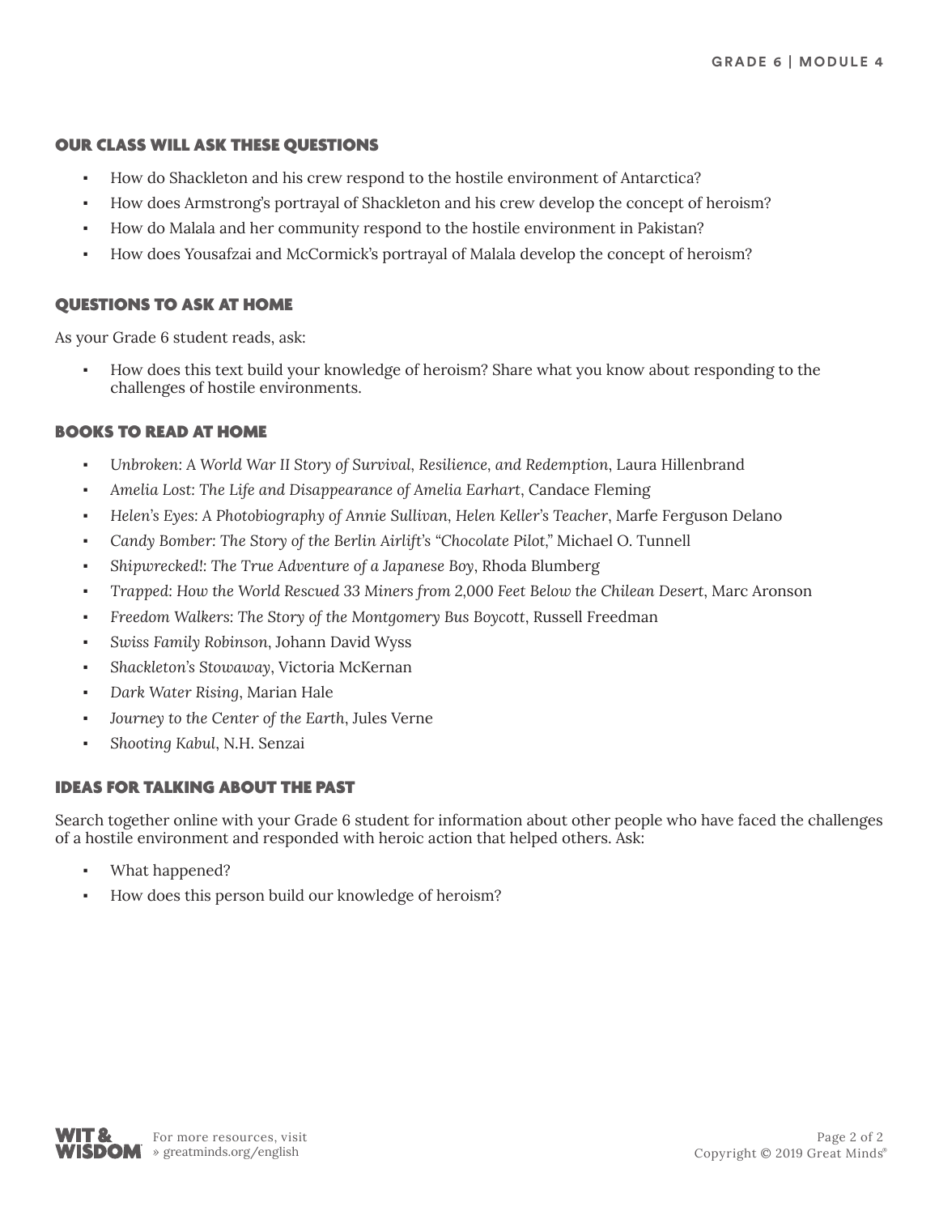## OUR CLASS WILL ASK THESE QUESTIONS

- How do Shackleton and his crew respond to the hostile environment of Antarctica?
- How does Armstrong's portrayal of Shackleton and his crew develop the concept of heroism?
- How do Malala and her community respond to the hostile environment in Pakistan?
- How does Yousafzai and McCormick's portrayal of Malala develop the concept of heroism?

## QUESTIONS TO ASK AT HOME

As your Grade 6 student reads, ask:

- How does this text build your knowledge of heroism? Share what you know about responding to the challenges of hostile environments.

## BOOKS TO READ AT HOME

- *Unbroken: A World War II Story of Survival, Resilience, and Redemption*, Laura Hillenbrand
- *Amelia Lost: The Life and Disappearance of Amelia Earhart*, Candace Fleming
- *Helen's Eyes: A Photobiography of Annie Sullivan, Helen Keller's Teacher*, Marfe Ferguson Delano
- *Candy Bomber: The Story of the Berlin Airlift's "Chocolate Pilot,"* Michael O. Tunnell
- *Shipwrecked!: The True Adventure of a Japanese Boy*, Rhoda Blumberg
- *Trapped: How the World Rescued 33 Miners from 2,000 Feet Below the Chilean Desert*, Marc Aronson
- *Freedom Walkers: The Story of the Montgomery Bus Boycott*, Russell Freedman
- *Swiss Family Robinson*, Johann David Wyss
- *Shackleton's Stowaway*, Victoria McKernan
- *Dark Water Rising*, Marian Hale
- *Journey to the Center of the Earth*, Jules Verne
- *Shooting Kabul*, N.H. Senzai

## IDEAS FOR TALKING ABOUT THE PAST

Search together online with your Grade 6 student for information about other people who have faced the challenges of a hostile environment and responded with heroic action that helped others. Ask:

- What happened?
- How does this person build our knowledge of heroism?

For more resources, visit » greatminds.org/english

Copyright © 2019 Great Minds®